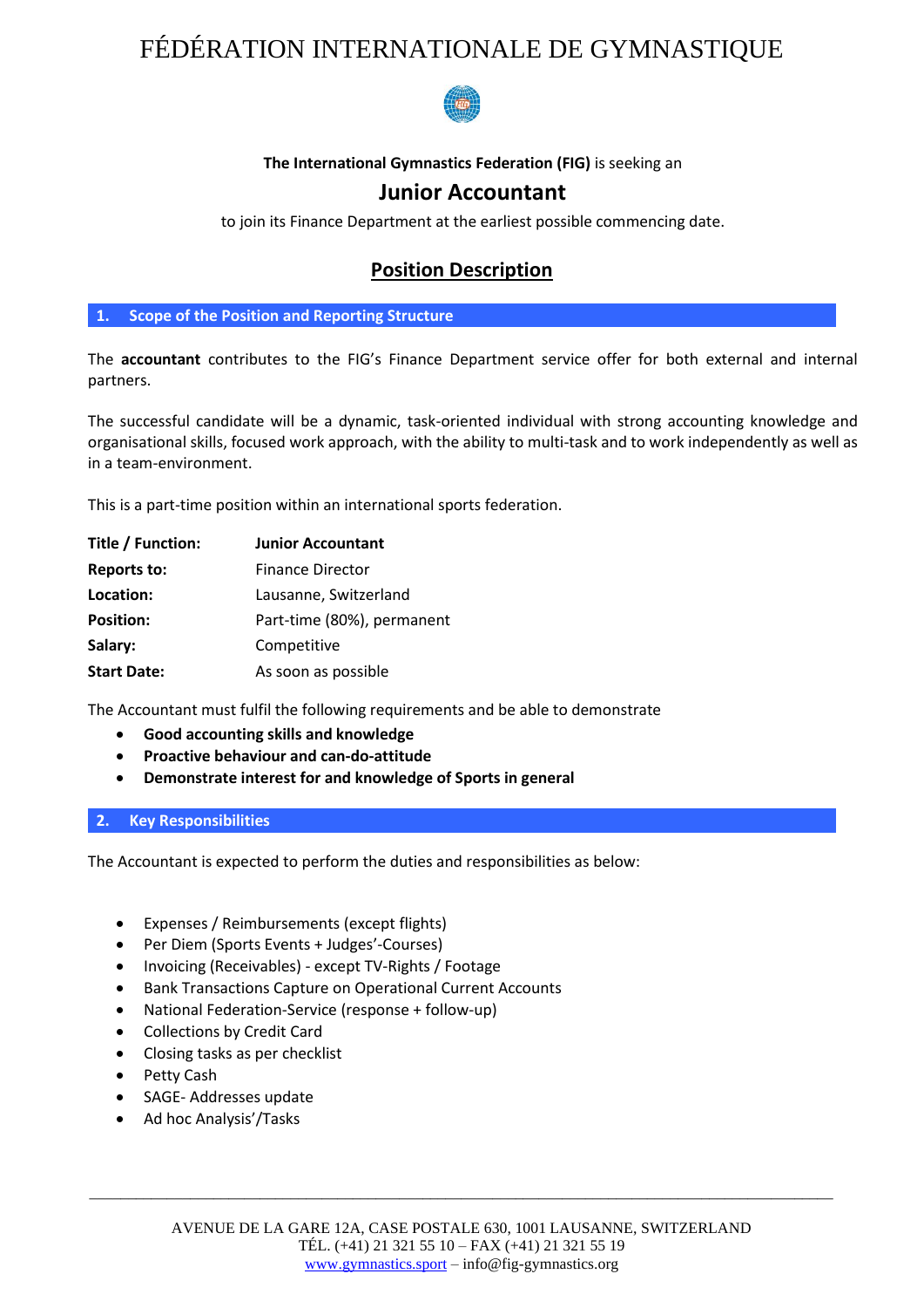# FÉDÉRATION INTERNATIONALE DE GYMNASTIQUE

**The International Gymnastics Federation (FIG)** is seeking an

## Junior Accountant

to join its Finance Department at the earliest possible commencing date.

## Position Description

### 1. Scope of the Position and Reporting Structure

The **accountant** contributes to the FIG's Finance Department service offer for both external and internal partners.

The successful candidate will be a dynamic, task-oriented individual with strong accounting knowledge and organisational skills, focused work approach, with the ability to multi-task and to work independently as well as in a team-environment.

This is a part-time position within an international sports federation.

| | |
|---|---|
| **Title / Function:** | **Junior Accountant** |
| **Reports to:** | Finance Director |
| **Location:** | Lausanne, Switzerland |
| **Position:** | Part-time (80%), permanent |
| **Salary:** | Competitive |
| **Start Date:** | As soon as possible |

The Accountant must fulfil the following requirements and be able to demonstrate

- **Good accounting skills and knowledge**
- **Proactive behaviour and can-do-attitude**
- **Demonstrate interest for and knowledge of Sports in general**

### 2. Key Responsibilities

The Accountant is expected to perform the duties and responsibilities as below:

- Expenses / Reimbursements (except flights)
- Per Diem (Sports Events + Judges'-Courses)
- Invoicing (Receivables) - except TV-Rights / Footage
- Bank Transactions Capture on Operational Current Accounts
- National Federation-Service (response + follow-up)
- Collections by Credit Card
- Closing tasks as per checklist
- Petty Cash
- SAGE- Addresses update
- Ad hoc Analysis'/Tasks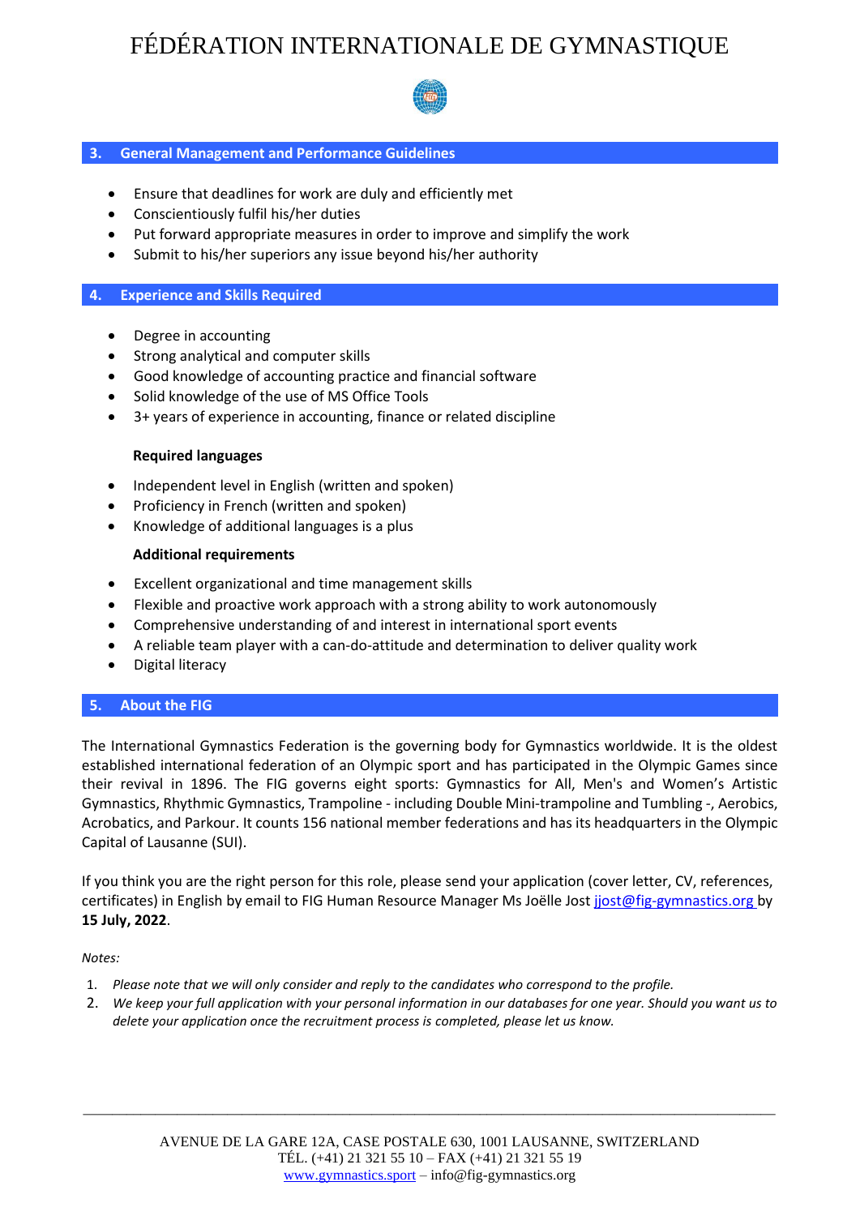## 3. General Management and Performance Guidelines

- Ensure that deadlines for work are duly and efficiently met
- Conscientiously fulfil his/her duties
- Put forward appropriate measures in order to improve and simplify the work
- Submit to his/her superiors any issue beyond his/her authority

## 4. Experience and Skills Required

- Degree in accounting
- Strong analytical and computer skills
- Good knowledge of accounting practice and financial software
- Solid knowledge of the use of MS Office Tools
- 3+ years of experience in accounting, finance or related discipline

**Required languages**

- Independent level in English (written and spoken)
- Proficiency in French (written and spoken)
- Knowledge of additional languages is a plus

**Additional requirements**

- Excellent organizational and time management skills
- Flexible and proactive work approach with a strong ability to work autonomously
- Comprehensive understanding of and interest in international sport events
- A reliable team player with a can-do-attitude and determination to deliver quality work
- Digital literacy

## 5. About the FIG

The International Gymnastics Federation is the governing body for Gymnastics worldwide. It is the oldest established international federation of an Olympic sport and has participated in the Olympic Games since their revival in 1896. The FIG governs eight sports: Gymnastics for All, Men's and Women's Artistic Gymnastics, Rhythmic Gymnastics, Trampoline - including Double Mini-trampoline and Tumbling -, Aerobics, Acrobatics, and Parkour. It counts 156 national member federations and has its headquarters in the Olympic Capital of Lausanne (SUI).

If you think you are the right person for this role, please send your application (cover letter, CV, references, certificates) in English by email to FIG Human Resource Manager Ms Joëlle Jost jjost@fig-gymnastics.org by **15 July, 2022**.

*Notes:*

1. *Please note that we will only consider and reply to the candidates who correspond to the profile.*
2. *We keep your full application with your personal information in our databases for one year. Should you want us to delete your application once the recruitment process is completed, please let us know.*